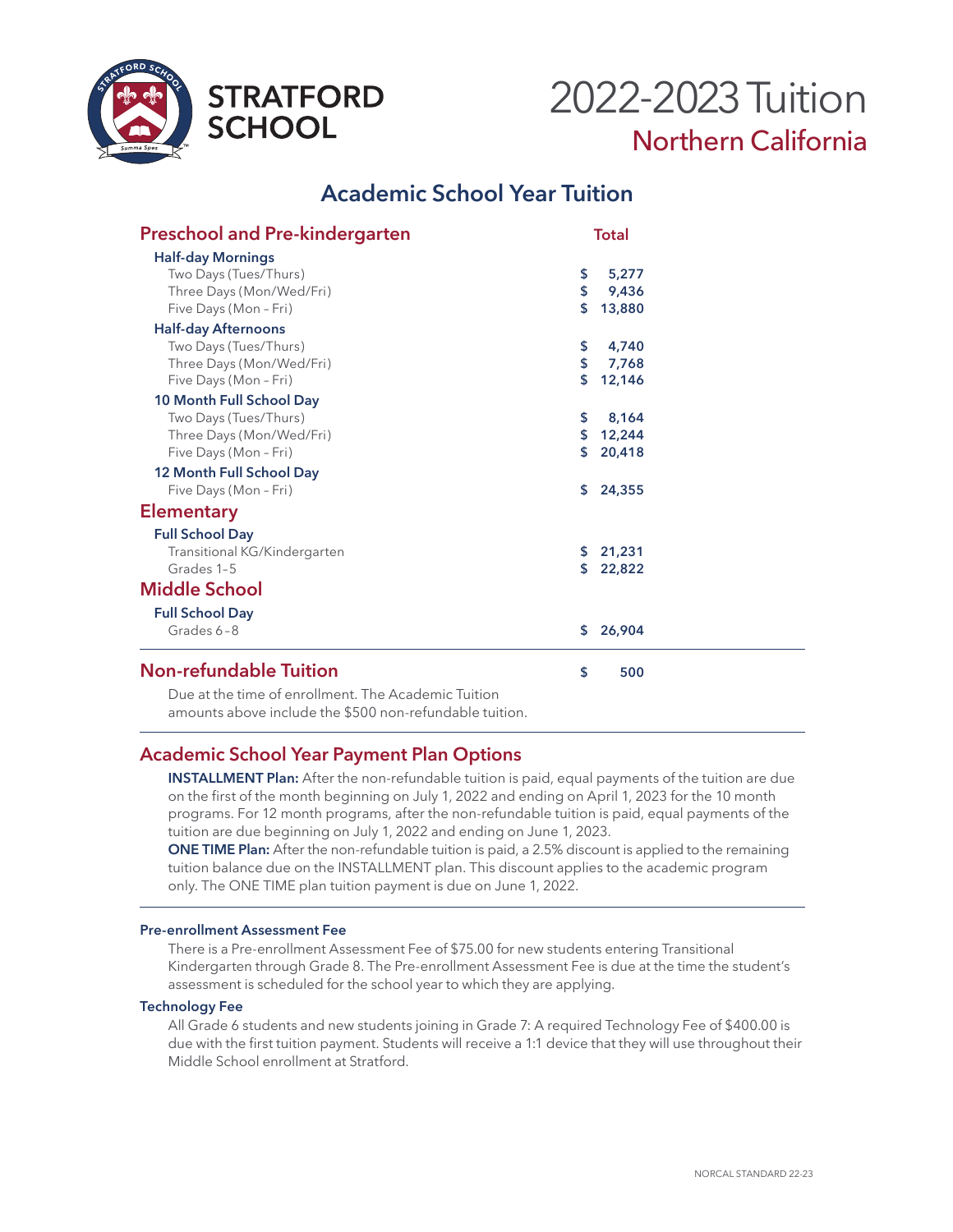# STRATFORD SCHOOL

# 2022-2023 Tuition

## Northern California

## Academic School Year Tuition

| Preschool and Pre-kindergarten | Total |
|---|---|
| **Half-day Mornings** | |
| Two Days (Tues/Thurs) | $ 5,277 |
| Three Days (Mon/Wed/Fri) | $ 9,436 |
| Five Days (Mon – Fri) | $ 13,880 |
| **Half-day Afternoons** | |
| Two Days (Tues/Thurs) | $ 4,740 |
| Three Days (Mon/Wed/Fri) | $ 7,768 |
| Five Days (Mon – Fri) | $ 12,146 |
| **10 Month Full School Day** | |
| Two Days (Tues/Thurs) | $ 8,164 |
| Three Days (Mon/Wed/Fri) | $ 12,244 |
| Five Days (Mon – Fri) | $ 20,418 |
| **12 Month Full School Day** | |
| Five Days (Mon – Fri) | $ 24,355 |
| **Elementary** | |
| **Full School Day** | |
| Transitional KG/Kindergarten | $ 21,231 |
| Grades 1–5 | $ 22,822 |
| **Middle School** | |
| **Full School Day** | |
| Grades 6–8 | $ 26,904 |

### Non-refundable Tuition — $ 500

Due at the time of enrollment. The Academic Tuition amounts above include the $500 non-refundable tuition.

### Academic School Year Payment Plan Options

**INSTALLMENT Plan:** After the non-refundable tuition is paid, equal payments of the tuition are due on the first of the month beginning on July 1, 2022 and ending on April 1, 2023 for the 10 month programs. For 12 month programs, after the non-refundable tuition is paid, equal payments of the tuition are due beginning on July 1, 2022 and ending on June 1, 2023.

**ONE TIME Plan:** After the non-refundable tuition is paid, a 2.5% discount is applied to the remaining tuition balance due on the INSTALLMENT plan. This discount applies to the academic program only. The ONE TIME plan tuition payment is due on June 1, 2022.

#### Pre-enrollment Assessment Fee

There is a Pre-enrollment Assessment Fee of $75.00 for new students entering Transitional Kindergarten through Grade 8. The Pre-enrollment Assessment Fee is due at the time the student's assessment is scheduled for the school year to which they are applying.

#### Technology Fee

All Grade 6 students and new students joining in Grade 7: A required Technology Fee of $400.00 is due with the first tuition payment. Students will receive a 1:1 device that they will use throughout their Middle School enrollment at Stratford.

NORCAL STANDARD 22-23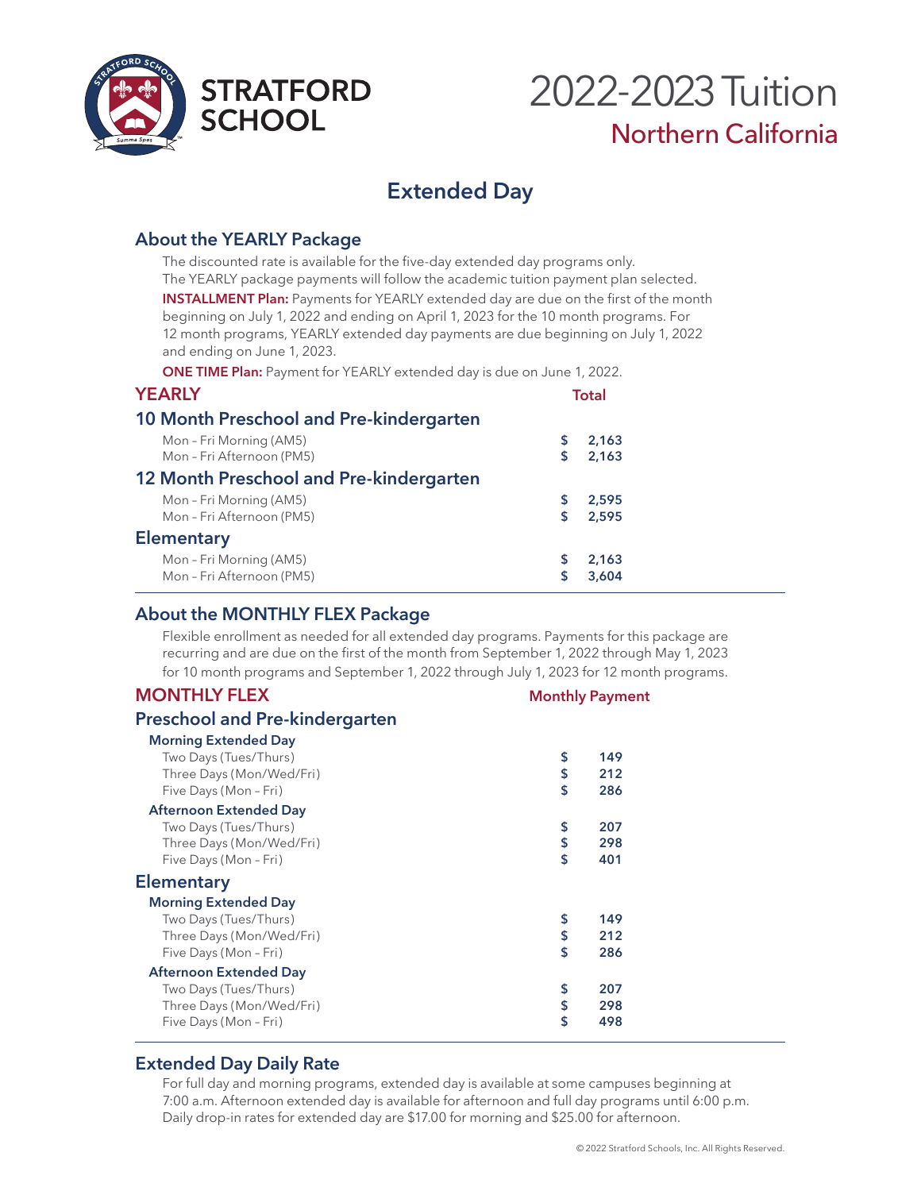# STRATFORD SCHOOL

# 2022-2023 Tuition

## Northern California

## Extended Day

### About the YEARLY Package

The discounted rate is available for the five-day extended day programs only.
The YEARLY package payments will follow the academic tuition payment plan selected.

**INSTALLMENT Plan:** Payments for YEARLY extended day are due on the first of the month beginning on July 1, 2022 and ending on April 1, 2023 for the 10 month programs. For 12 month programs, YEARLY extended day payments are due beginning on July 1, 2022 and ending on June 1, 2023.

**ONE TIME Plan:** Payment for YEARLY extended day is due on June 1, 2022.

| YEARLY | Total |
|---|---|
| **10 Month Preschool and Pre-kindergarten** | |
| Mon – Fri Morning (AM5) | $ 2,163 |
| Mon – Fri Afternoon (PM5) | $ 2,163 |
| **12 Month Preschool and Pre-kindergarten** | |
| Mon – Fri Morning (AM5) | $ 2,595 |
| Mon – Fri Afternoon (PM5) | $ 2,595 |
| **Elementary** | |
| Mon – Fri Morning (AM5) | $ 2,163 |
| Mon – Fri Afternoon (PM5) | $ 3,604 |

### About the MONTHLY FLEX Package

Flexible enrollment as needed for all extended day programs. Payments for this package are recurring and are due on the first of the month from September 1, 2022 through May 1, 2023 for 10 month programs and September 1, 2022 through July 1, 2023 for 12 month programs.

| MONTHLY FLEX | Monthly Payment |
|---|---|
| **Preschool and Pre-kindergarten** | |
| **Morning Extended Day** | |
| Two Days (Tues/Thurs) | $ 149 |
| Three Days (Mon/Wed/Fri) | $ 212 |
| Five Days (Mon – Fri) | $ 286 |
| **Afternoon Extended Day** | |
| Two Days (Tues/Thurs) | $ 207 |
| Three Days (Mon/Wed/Fri) | $ 298 |
| Five Days (Mon – Fri) | $ 401 |
| **Elementary** | |
| **Morning Extended Day** | |
| Two Days (Tues/Thurs) | $ 149 |
| Three Days (Mon/Wed/Fri) | $ 212 |
| Five Days (Mon – Fri) | $ 286 |
| **Afternoon Extended Day** | |
| Two Days (Tues/Thurs) | $ 207 |
| Three Days (Mon/Wed/Fri) | $ 298 |
| Five Days (Mon – Fri) | $ 498 |

### Extended Day Daily Rate

For full day and morning programs, extended day is available at some campuses beginning at 7:00 a.m. Afternoon extended day is available for afternoon and full day programs until 6:00 p.m. Daily drop-in rates for extended day are $17.00 for morning and $25.00 for afternoon.

© 2022 Stratford Schools, Inc. All Rights Reserved.